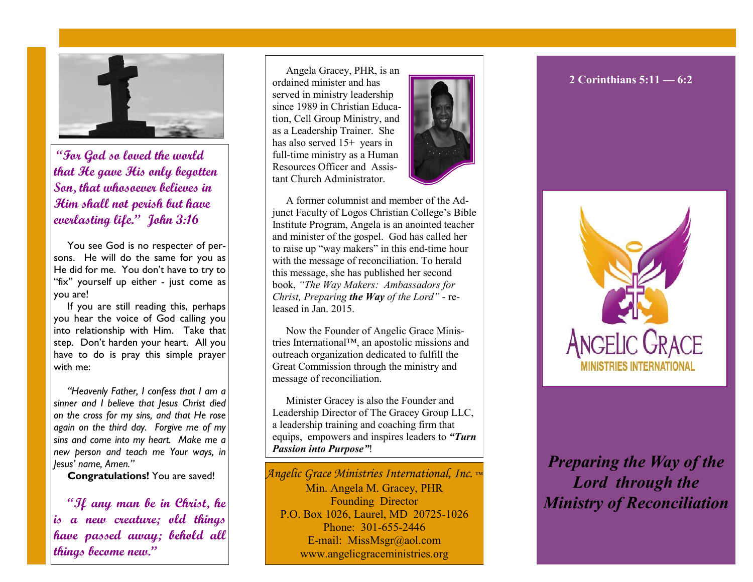***"For God so loved the world that He gave His only begotten Son, that whosoever believes in Him shall not perish but have everlasting life." John 3:16***

You see God is no respecter of persons. He will do the same for you as He did for me. You don't have to try to "fix" yourself up either - just come as you are!

If you are still reading this, perhaps you hear the voice of God calling you into relationship with Him. Take that step. Don't harden your heart. All you have to do is pray this simple prayer with me:

*"Heavenly Father, I confess that I am a sinner and I believe that Jesus Christ died on the cross for my sins, and that He rose again on the third day. Forgive me of my sins and come into my heart. Make me a new person and teach me Your ways, in Jesus' name, Amen."*

**Congratulations!** You are saved!

***"If any man be in Christ, he is a new creature; old things have passed away; behold all things become new."***

Angela Gracey, PHR, is an ordained minister and has served in ministry leadership since 1989 in Christian Education, Cell Group Ministry, and as a Leadership Trainer. She has also served 15+ years in full-time ministry as a Human Resources Officer and Assistant Church Administrator.

A former columnist and member of the Adjunct Faculty of Logos Christian College's Bible Institute Program, Angela is an anointed teacher and minister of the gospel. God has called her to raise up "way makers" in this end-time hour with the message of reconciliation. To herald this message, she has published her second book, *"The Way Makers: Ambassadors for Christ, Preparing **the Way** of the Lord"* - released in Jan. 2015.

Now the Founder of Angelic Grace Ministries International™, an apostolic missions and outreach organization dedicated to fulfill the Great Commission through the ministry and message of reconciliation.

Minister Gracey is also the Founder and Leadership Director of The Gracey Group LLC, a leadership training and coaching firm that equips, empowers and inspires leaders to ***"Turn Passion into Purpose"***!

*Angelic Grace Ministries International, Inc.* ™
Min. Angela M. Gracey, PHR
Founding Director
P.O. Box 1026, Laurel, MD 20725-1026
Phone: 301-655-2446
E-mail: MissMsgr@aol.com
www.angelicgraceministries.org

**2 Corinthians 5:11 — 6:2**

ANGELIC GRACE
MINISTRIES INTERNATIONAL

***Preparing the Way of the Lord through the Ministry of Reconciliation***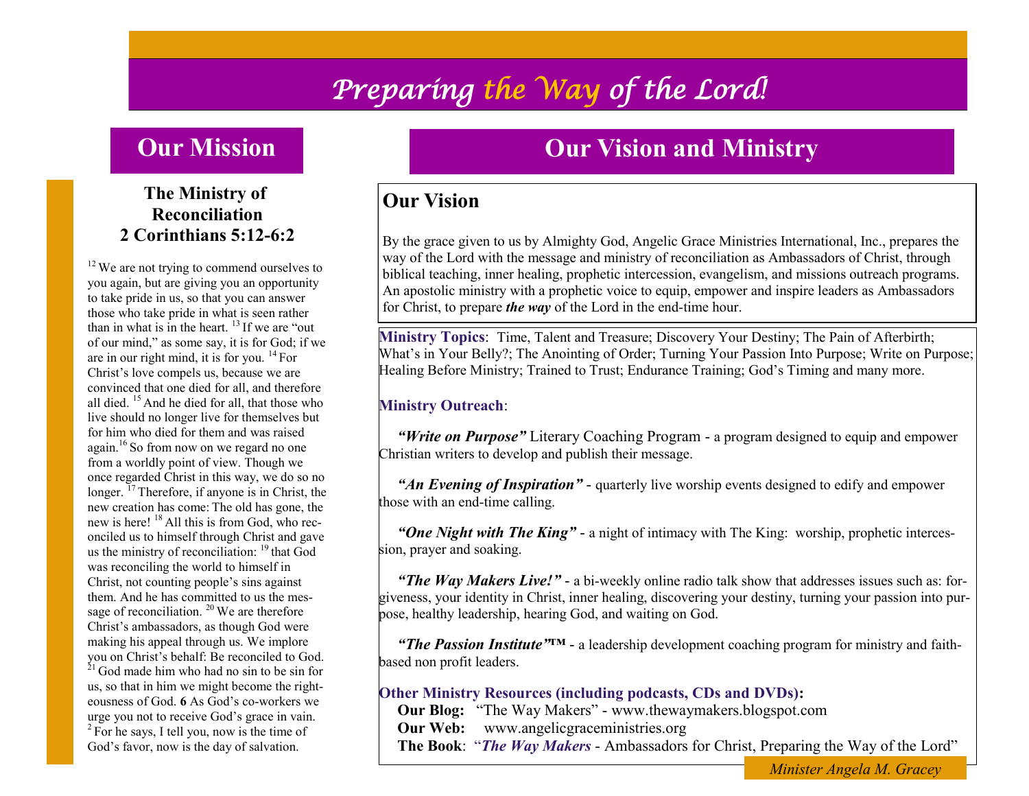# *Preparing the Way of the Lord!*

## Our Mission

### The Ministry of Reconciliation 2 Corinthians 5:12-6:2

[12] We are not trying to commend ourselves to you again, but are giving you an opportunity to take pride in us, so that you can answer those who take pride in what is seen rather than in what is in the heart. [13] If we are "out of our mind," as some say, it is for God; if we are in our right mind, it is for you. [14] For Christ's love compels us, because we are convinced that one died for all, and therefore all died. [15] And he died for all, that those who live should no longer live for themselves but for him who died for them and was raised again.[16] So from now on we regard no one from a worldly point of view. Though we once regarded Christ in this way, we do so no longer. [17] Therefore, if anyone is in Christ, the new creation has come: The old has gone, the new is here! [18] All this is from God, who reconciled us to himself through Christ and gave us the ministry of reconciliation: [19] that God was reconciling the world to himself in Christ, not counting people's sins against them. And he has committed to us the message of reconciliation. [20] We are therefore Christ's ambassadors, as though God were making his appeal through us. We implore you on Christ's behalf: Be reconciled to God. [21] God made him who had no sin to be sin for us, so that in him we might become the righteousness of God. **6** As God's co-workers we urge you not to receive God's grace in vain. [2] For he says, I tell you, now is the time of God's favor, now is the day of salvation.

## Our Vision and Ministry

### Our Vision

By the grace given to us by Almighty God, Angelic Grace Ministries International, Inc., prepares the way of the Lord with the message and ministry of reconciliation as Ambassadors of Christ, through biblical teaching, inner healing, prophetic intercession, evangelism, and missions outreach programs. An apostolic ministry with a prophetic voice to equip, empower and inspire leaders as Ambassadors for Christ, to prepare ***the way*** of the Lord in the end-time hour.

**Ministry Topics**: Time, Talent and Treasure; Discovery Your Destiny; The Pain of Afterbirth; What's in Your Belly?; The Anointing of Order; Turning Your Passion Into Purpose; Write on Purpose; Healing Before Ministry; Trained to Trust; Endurance Training; God's Timing and many more.

**Ministry Outreach**:

***"Write on Purpose"*** Literary Coaching Program - a program designed to equip and empower Christian writers to develop and publish their message.

***"An Evening of Inspiration"*** - quarterly live worship events designed to edify and empower those with an end-time calling.

***"One Night with The King"*** - a night of intimacy with The King: worship, prophetic intercession, prayer and soaking.

***"The Way Makers Live!"*** - a bi-weekly online radio talk show that addresses issues such as: forgiveness, your identity in Christ, inner healing, discovering your destiny, turning your passion into purpose, healthy leadership, hearing God, and waiting on God.

***"The Passion Institute"*™** - a leadership development coaching program for ministry and faith-based non profit leaders.

**Other Ministry Resources (including podcasts, CDs and DVDs):**

**Our Blog:** "The Way Makers" - www.thewaymakers.blogspot.com
**Our Web:** www.angelicgraceministries.org
**The Book**: "*The Way Makers* - Ambassadors for Christ, Preparing the Way of the Lord"

*Minister Angela M. Gracey*